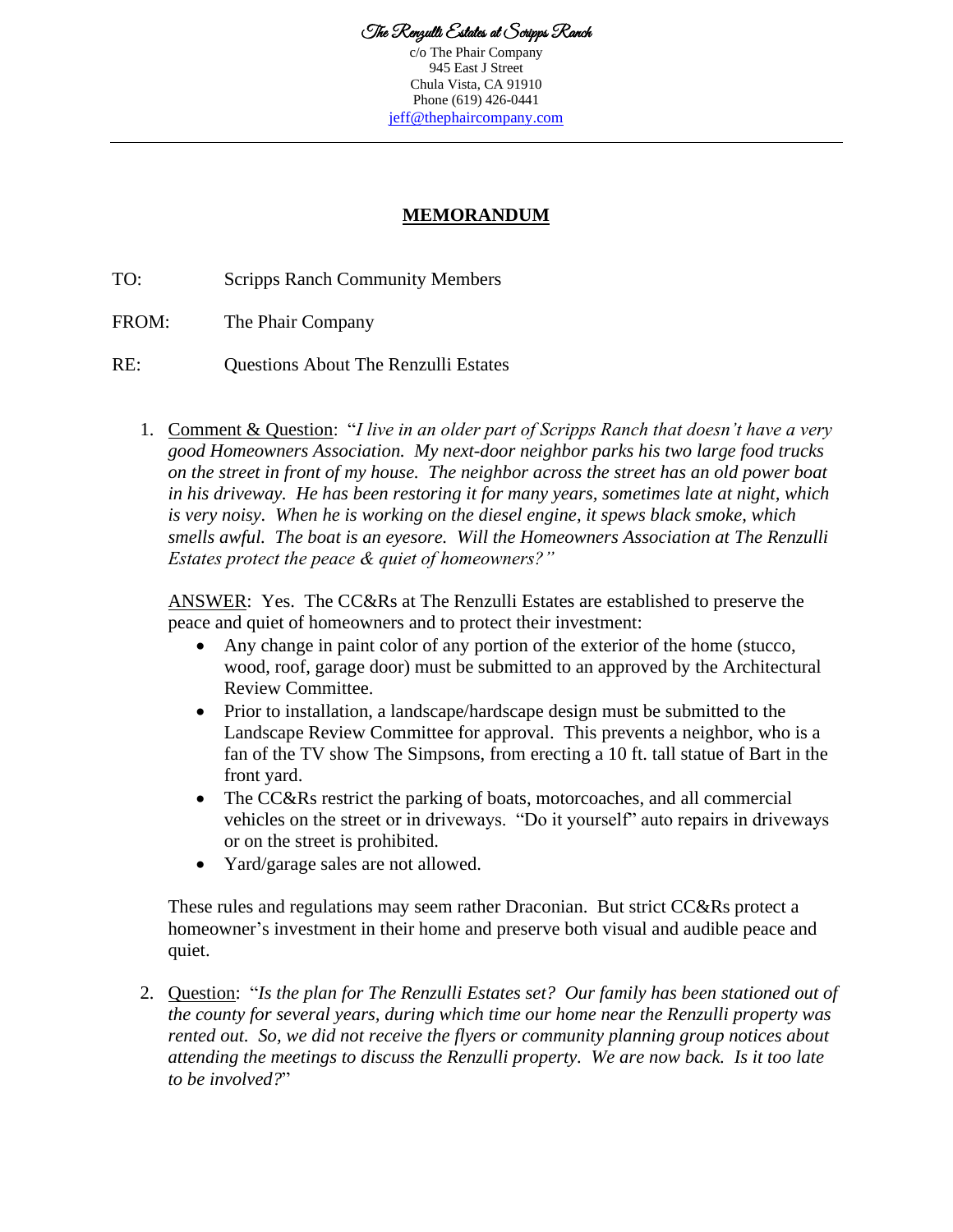*The Renzulli Estates at Scripps Ranch*

c/o The Phair Company
945 East J Street
Chula Vista, CA 91910
Phone (619) 426-0441
jeff@thephaircompany.com

---

# MEMORANDUM

TO: Scripps Ranch Community Members

FROM: The Phair Company

RE: Questions About The Renzulli Estates

1. Comment & Question: "*I live in an older part of Scripps Ranch that doesn't have a very good Homeowners Association. My next-door neighbor parks his two large food trucks on the street in front of my house. The neighbor across the street has an old power boat in his driveway. He has been restoring it for many years, sometimes late at night, which is very noisy. When he is working on the diesel engine, it spews black smoke, which smells awful. The boat is an eyesore. Will the Homeowners Association at The Renzulli Estates protect the peace & quiet of homeowners?*"

   ANSWER: Yes. The CC&Rs at The Renzulli Estates are established to preserve the peace and quiet of homeowners and to protect their investment:

   - Any change in paint color of any portion of the exterior of the home (stucco, wood, roof, garage door) must be submitted to an approved by the Architectural Review Committee.
   - Prior to installation, a landscape/hardscape design must be submitted to the Landscape Review Committee for approval. This prevents a neighbor, who is a fan of the TV show The Simpsons, from erecting a 10 ft. tall statue of Bart in the front yard.
   - The CC&Rs restrict the parking of boats, motorcoaches, and all commercial vehicles on the street or in driveways. "Do it yourself" auto repairs in driveways or on the street is prohibited.
   - Yard/garage sales are not allowed.

   These rules and regulations may seem rather Draconian. But strict CC&Rs protect a homeowner's investment in their home and preserve both visual and audible peace and quiet.

2. Question: "*Is the plan for The Renzulli Estates set? Our family has been stationed out of the county for several years, during which time our home near the Renzulli property was rented out. So, we did not receive the flyers or community planning group notices about attending the meetings to discuss the Renzulli property. We are now back. Is it too late to be involved?*"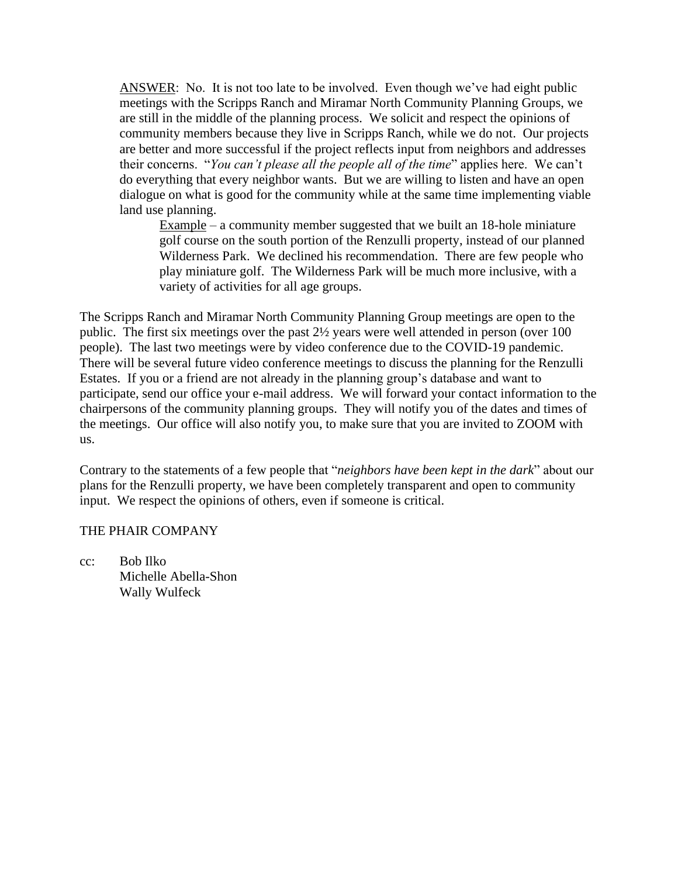ANSWER: No. It is not too late to be involved. Even though we've had eight public meetings with the Scripps Ranch and Miramar North Community Planning Groups, we are still in the middle of the planning process. We solicit and respect the opinions of community members because they live in Scripps Ranch, while we do not. Our projects are better and more successful if the project reflects input from neighbors and addresses their concerns. "*You can't please all the people all of the time*" applies here. We can't do everything that every neighbor wants. But we are willing to listen and have an open dialogue on what is good for the community while at the same time implementing viable land use planning.

> Example – a community member suggested that we built an 18-hole miniature golf course on the south portion of the Renzulli property, instead of our planned Wilderness Park. We declined his recommendation. There are few people who play miniature golf. The Wilderness Park will be much more inclusive, with a variety of activities for all age groups.

The Scripps Ranch and Miramar North Community Planning Group meetings are open to the public. The first six meetings over the past 2½ years were well attended in person (over 100 people). The last two meetings were by video conference due to the COVID-19 pandemic. There will be several future video conference meetings to discuss the planning for the Renzulli Estates. If you or a friend are not already in the planning group's database and want to participate, send our office your e-mail address. We will forward your contact information to the chairpersons of the community planning groups. They will notify you of the dates and times of the meetings. Our office will also notify you, to make sure that you are invited to ZOOM with us.

Contrary to the statements of a few people that "*neighbors have been kept in the dark*" about our plans for the Renzulli property, we have been completely transparent and open to community input. We respect the opinions of others, even if someone is critical.

THE PHAIR COMPANY

cc: Bob Ilko
Michelle Abella-Shon
Wally Wulfeck